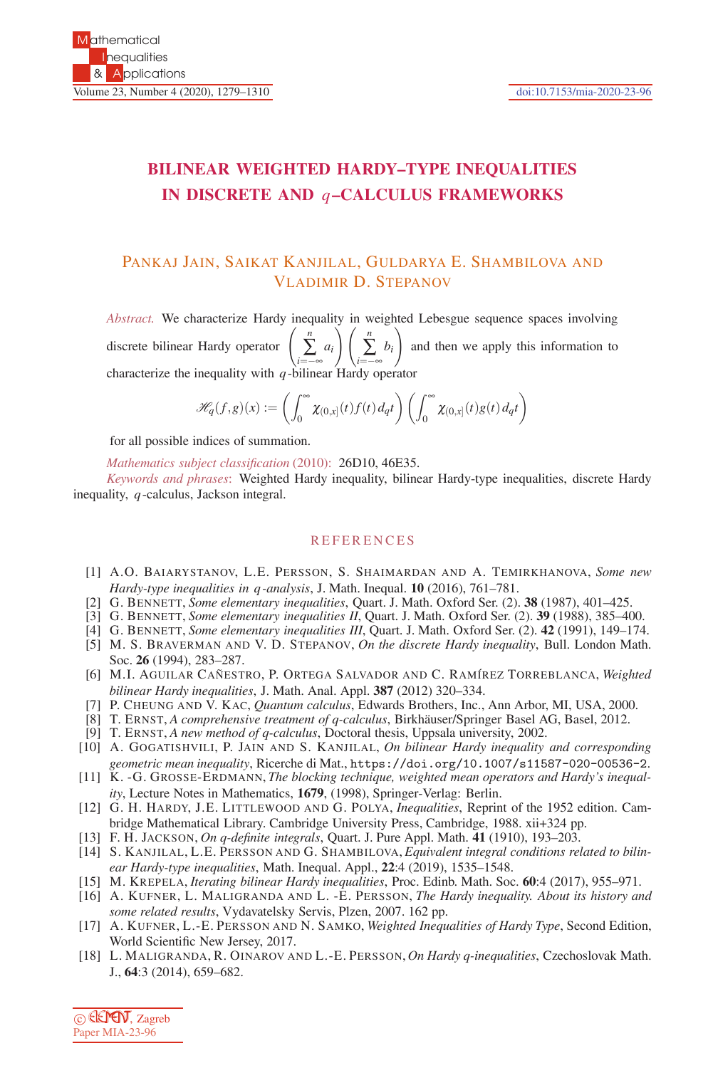# BILINEAR WEIGHTED HARDY–TYPE INEQUALITIES IN DISCRETE AND $q$–CALCULUS FRAMEWORKS

PANKAJ JAIN, SAIKAT KANJILAL, GULDARYA E. SHAMBILOVA AND VLADIMIR D. STEPANOV

*Abstract.* We characterize Hardy inequality in weighted Lebesgue sequence spaces involving discrete bilinear Hardy operator $\left(\sum_{i=-\infty}^{n} a_i\right)\left(\sum_{i=-\infty}^{n} b_i\right)$ and then we apply this information to characterize the inequality with $q$-bilinear Hardy operator

$$\mathscr{H}_q(f,g)(x) := \left(\int_0^\infty \chi_{(0,x]}(t)f(t)\,d_qt\right)\left(\int_0^\infty \chi_{(0,x]}(t)g(t)\,d_qt\right)$$

for all possible indices of summation.

*Mathematics subject classification* (2010): 26D10, 46E35.

*Keywords and phrases*: Weighted Hardy inequality, bilinear Hardy-type inequalities, discrete Hardy inequality, $q$-calculus, Jackson integral.

## REFERENCES

[1] A.O. BAIARYSTANOV, L.E. PERSSON, S. SHAIMARDAN AND A. TEMIRKHANOVA, *Some new Hardy-type inequalities in q-analysis*, J. Math. Inequal. **10** (2016), 761–781.

[2] G. BENNETT, *Some elementary inequalities*, Quart. J. Math. Oxford Ser. (2). **38** (1987), 401–425.

[3] G. BENNETT, *Some elementary inequalities II*, Quart. J. Math. Oxford Ser. (2). **39** (1988), 385–400.

[4] G. BENNETT, *Some elementary inequalities III*, Quart. J. Math. Oxford Ser. (2). **42** (1991), 149–174.

[5] M. S. BRAVERMAN AND V. D. STEPANOV, *On the discrete Hardy inequality*, Bull. London Math. Soc. **26** (1994), 283–287.

[6] M.I. AGUILAR CAÑESTRO, P. ORTEGA SALVADOR AND C. RAMÍREZ TORREBLANCA, *Weighted bilinear Hardy inequalities*, J. Math. Anal. Appl. **387** (2012) 320–334.

[7] P. CHEUNG AND V. KAC, *Quantum calculus*, Edwards Brothers, Inc., Ann Arbor, MI, USA, 2000.

[8] T. ERNST, *A comprehensive treatment of q-calculus*, Birkhäuser/Springer Basel AG, Basel, 2012.

[9] T. ERNST, *A new method of q-calculus*, Doctoral thesis, Uppsala university, 2002.

[10] A. GOGATISHVILI, P. JAIN AND S. KANJILAL, *On bilinear Hardy inequality and corresponding geometric mean inequality*, Ricerche di Mat., https://doi.org/10.1007/s11587-020-00536-2.

[11] K. -G. GROSSE-ERDMANN, *The blocking technique, weighted mean operators and Hardy's inequality*, Lecture Notes in Mathematics, **1679**, (1998), Springer-Verlag: Berlin.

[12] G. H. HARDY, J.E. LITTLEWOOD AND G. POLYA, *Inequalities*, Reprint of the 1952 edition. Cambridge Mathematical Library. Cambridge University Press, Cambridge, 1988. xii+324 pp.

[13] F. H. JACKSON, *On q-definite integrals*, Quart. J. Pure Appl. Math. **41** (1910), 193–203.

[14] S. KANJILAL, L.E. PERSSON AND G. SHAMBILOVA, *Equivalent integral conditions related to bilinear Hardy-type inequalities*, Math. Inequal. Appl., **22**:4 (2019), 1535–1548.

[15] M. KREPELA, *Iterating bilinear Hardy inequalities*, Proc. Edinb. Math. Soc. **60**:4 (2017), 955–971.

[16] A. KUFNER, L. MALIGRANDA AND L. -E. PERSSON, *The Hardy inequality. About its history and some related results*, Vydavatelsky Servis, Plzen, 2007. 162 pp.

[17] A. KUFNER, L.-E. PERSSON AND N. SAMKO, *Weighted Inequalities of Hardy Type*, Second Edition, World Scientific New Jersey, 2017.

[18] L. MALIGRANDA, R. OINAROV AND L.-E. PERSSON, *On Hardy q-inequalities*, Czechoslovak Math. J., **64**:3 (2014), 659–682.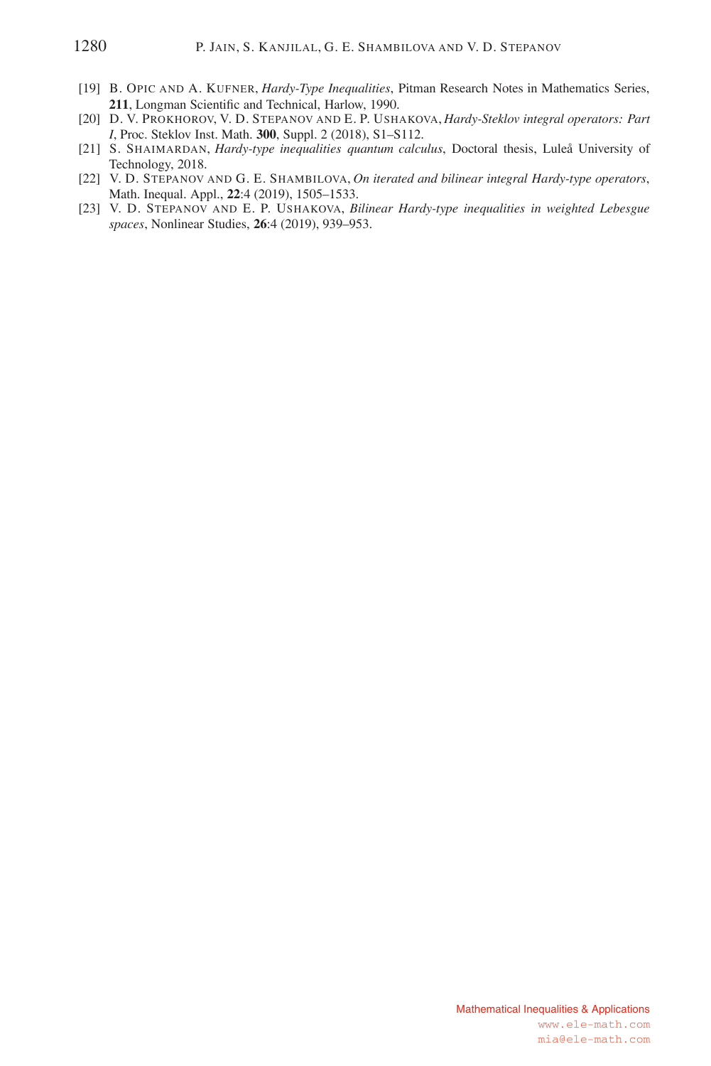[19] B. Opic and A. Kufner, *Hardy-Type Inequalities*, Pitman Research Notes in Mathematics Series, **211**, Longman Scientific and Technical, Harlow, 1990.

[20] D. V. Prokhorov, V. D. Stepanov and E. P. Ushakova, *Hardy-Steklov integral operators: Part I*, Proc. Steklov Inst. Math. **300**, Suppl. 2 (2018), S1–S112.

[21] S. Shaimardan, *Hardy-type inequalities quantum calculus*, Doctoral thesis, Luleå University of Technology, 2018.

[22] V. D. Stepanov and G. E. Shambilova, *On iterated and bilinear integral Hardy-type operators*, Math. Inequal. Appl., **22**:4 (2019), 1505–1533.

[23] V. D. Stepanov and E. P. Ushakova, *Bilinear Hardy-type inequalities in weighted Lebesgue spaces*, Nonlinear Studies, **26**:4 (2019), 939–953.